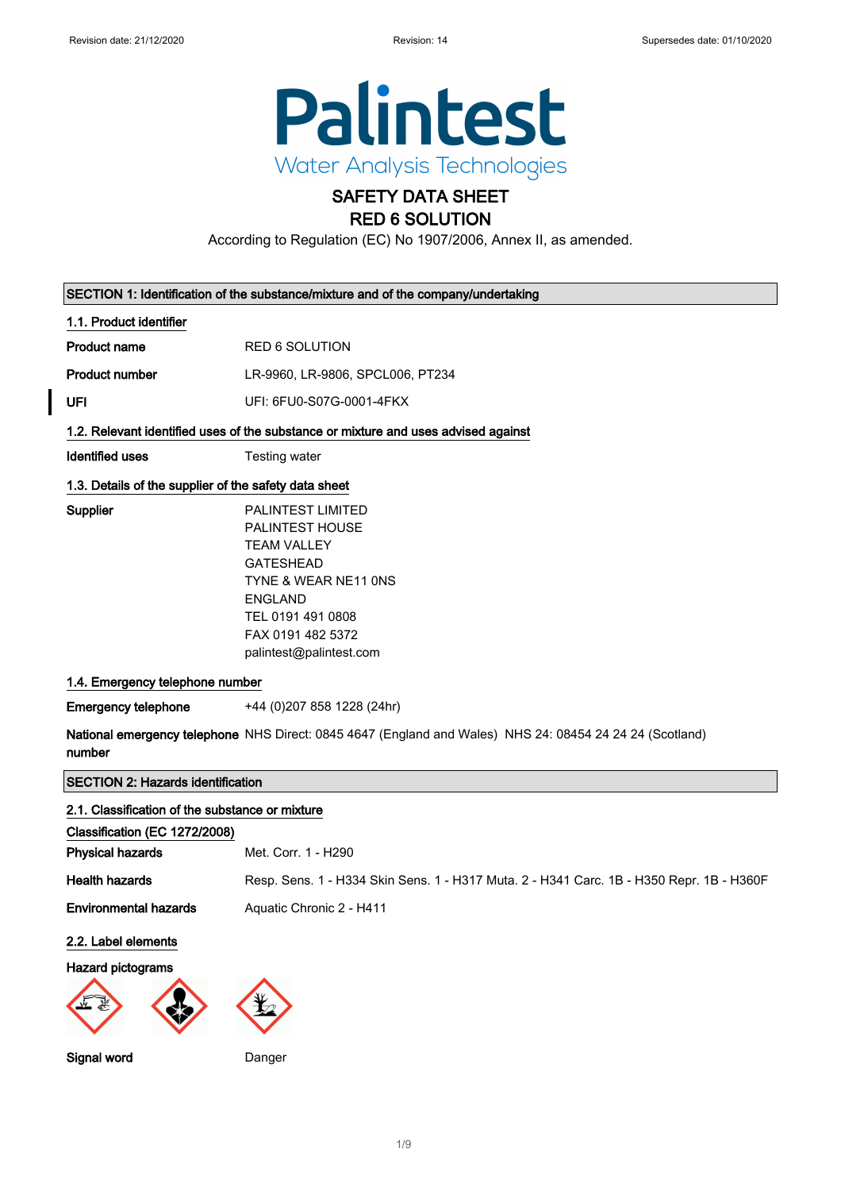Palintest
Water Analysis Technologies

# SAFETY DATA SHEET
# RED 6 SOLUTION

According to Regulation (EC) No 1907/2006, Annex II, as amended.

## SECTION 1: Identification of the substance/mixture and of the company/undertaking

### 1.1. Product identifier

**Product name** RED 6 SOLUTION

**Product number** LR-9960, LR-9806, SPCL006, PT234

**UFI** UFI: 6FU0-S07G-0001-4FKX

### 1.2. Relevant identified uses of the substance or mixture and uses advised against

**Identified uses** Testing water

### 1.3. Details of the supplier of the safety data sheet

**Supplier**
PALINTEST LIMITED
PALINTEST HOUSE
TEAM VALLEY
GATESHEAD
TYNE & WEAR NE11 0NS
ENGLAND
TEL 0191 491 0808
FAX 0191 482 5372
palintest@palintest.com

### 1.4. Emergency telephone number

**Emergency telephone** +44 (0)207 858 1228 (24hr)

**National emergency telephone number** NHS Direct: 0845 4647 (England and Wales) NHS 24: 08454 24 24 24 (Scotland)

## SECTION 2: Hazards identification

### 2.1. Classification of the substance or mixture

**Classification (EC 1272/2008)**

**Physical hazards** Met. Corr. 1 - H290

**Health hazards** Resp. Sens. 1 - H334 Skin Sens. 1 - H317 Muta. 2 - H341 Carc. 1B - H350 Repr. 1B - H360F

**Environmental hazards** Aquatic Chronic 2 - H411

### 2.2. Label elements

**Hazard pictograms**

**Signal word** Danger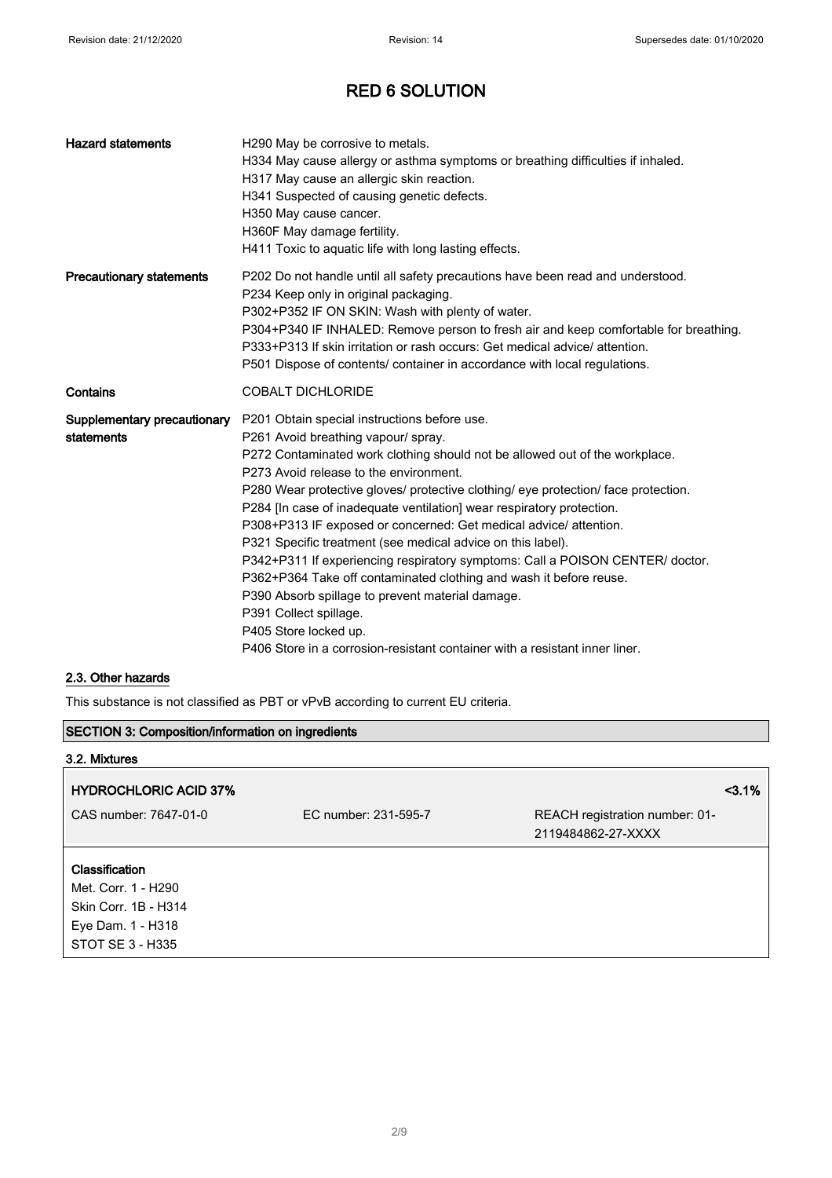# RED 6 SOLUTION

| | |
|---|---|
| **Hazard statements** | H290 May be corrosive to metals.<br>H334 May cause allergy or asthma symptoms or breathing difficulties if inhaled.<br>H317 May cause an allergic skin reaction.<br>H341 Suspected of causing genetic defects.<br>H350 May cause cancer.<br>H360F May damage fertility.<br>H411 Toxic to aquatic life with long lasting effects. |
| **Precautionary statements** | P202 Do not handle until all safety precautions have been read and understood.<br>P234 Keep only in original packaging.<br>P302+P352 IF ON SKIN: Wash with plenty of water.<br>P304+P340 IF INHALED: Remove person to fresh air and keep comfortable for breathing.<br>P333+P313 If skin irritation or rash occurs: Get medical advice/ attention.<br>P501 Dispose of contents/ container in accordance with local regulations. |
| **Contains** | COBALT DICHLORIDE |
| **Supplementary precautionary statements** | P201 Obtain special instructions before use.<br>P261 Avoid breathing vapour/ spray.<br>P272 Contaminated work clothing should not be allowed out of the workplace.<br>P273 Avoid release to the environment.<br>P280 Wear protective gloves/ protective clothing/ eye protection/ face protection.<br>P284 [In case of inadequate ventilation] wear respiratory protection.<br>P308+P313 IF exposed or concerned: Get medical advice/ attention.<br>P321 Specific treatment (see medical advice on this label).<br>P342+P311 If experiencing respiratory symptoms: Call a POISON CENTER/ doctor.<br>P362+P364 Take off contaminated clothing and wash it before reuse.<br>P390 Absorb spillage to prevent material damage.<br>P391 Collect spillage.<br>P405 Store locked up.<br>P406 Store in a corrosion-resistant container with a resistant inner liner. |

### 2.3. Other hazards

This substance is not classified as PBT or vPvB according to current EU criteria.

## SECTION 3: Composition/information on ingredients

### 3.2. Mixtures

| **HYDROCHLORIC ACID 37%** | | **<3.1%** |
|---|---|---|
| CAS number: 7647-01-0 | EC number: 231-595-7 | REACH registration number: 01-2119484862-27-XXXX |

**Classification**
Met. Corr. 1 - H290
Skin Corr. 1B - H314
Eye Dam. 1 - H318
STOT SE 3 - H335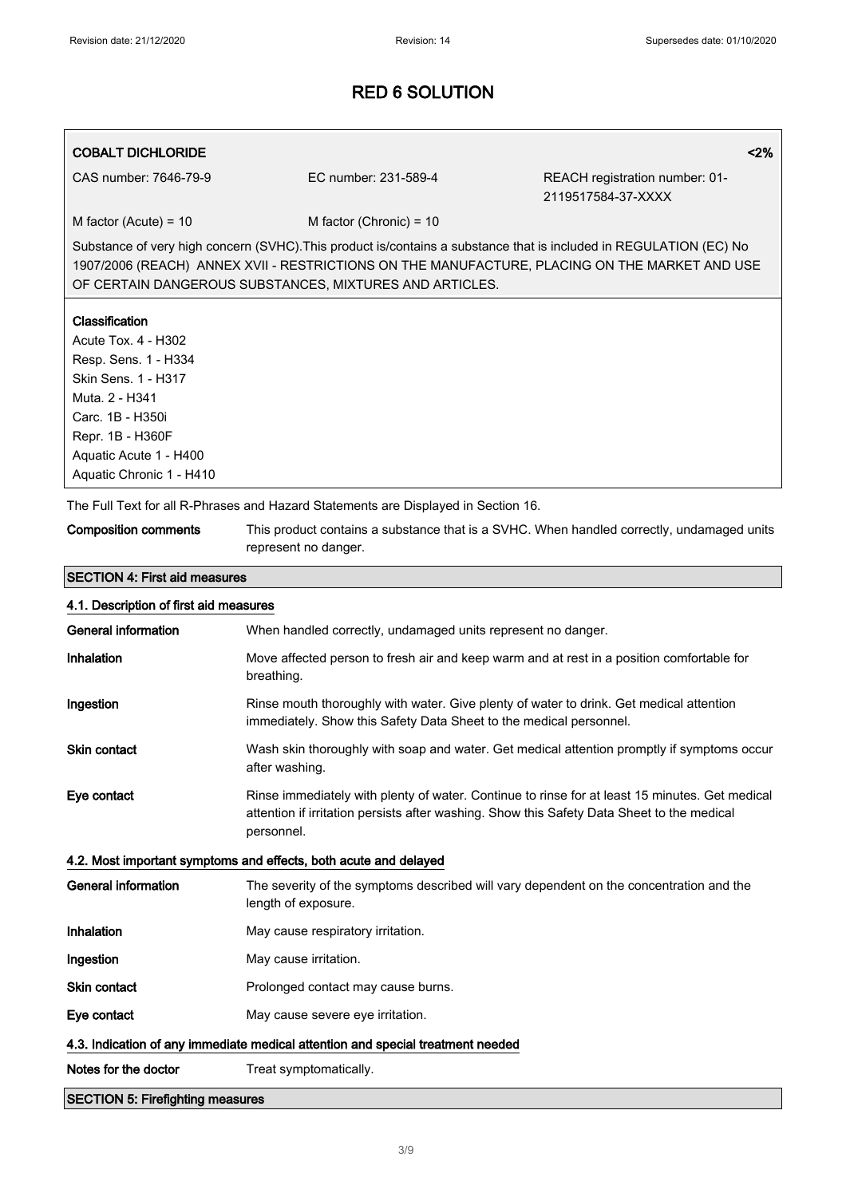# RED 6 SOLUTION

**COBALT DICHLORIDE** <2%

CAS number: 7646-79-9 | EC number: 231-589-4 | REACH registration number: 01-2119517584-37-XXXX

M factor (Acute) = 10 | M factor (Chronic) = 10

Substance of very high concern (SVHC).This product is/contains a substance that is included in REGULATION (EC) No 1907/2006 (REACH) ANNEX XVII - RESTRICTIONS ON THE MANUFACTURE, PLACING ON THE MARKET AND USE OF CERTAIN DANGEROUS SUBSTANCES, MIXTURES AND ARTICLES.

**Classification**

Acute Tox. 4 - H302
Resp. Sens. 1 - H334
Skin Sens. 1 - H317
Muta. 2 - H341
Carc. 1B - H350i
Repr. 1B - H360F
Aquatic Acute 1 - H400
Aquatic Chronic 1 - H410

The Full Text for all R-Phrases and Hazard Statements are Displayed in Section 16.

**Composition comments** This product contains a substance that is a SVHC. When handled correctly, undamaged units represent no danger.

## SECTION 4: First aid measures

### 4.1. Description of first aid measures

**General information** When handled correctly, undamaged units represent no danger.

**Inhalation** Move affected person to fresh air and keep warm and at rest in a position comfortable for breathing.

**Ingestion** Rinse mouth thoroughly with water. Give plenty of water to drink. Get medical attention immediately. Show this Safety Data Sheet to the medical personnel.

**Skin contact** Wash skin thoroughly with soap and water. Get medical attention promptly if symptoms occur after washing.

**Eye contact** Rinse immediately with plenty of water. Continue to rinse for at least 15 minutes. Get medical attention if irritation persists after washing. Show this Safety Data Sheet to the medical personnel.

### 4.2. Most important symptoms and effects, both acute and delayed

**General information** The severity of the symptoms described will vary dependent on the concentration and the length of exposure.

**Inhalation** May cause respiratory irritation.

**Ingestion** May cause irritation.

**Skin contact** Prolonged contact may cause burns.

**Eye contact** May cause severe eye irritation.

### 4.3. Indication of any immediate medical attention and special treatment needed

**Notes for the doctor** Treat symptomatically.

## SECTION 5: Firefighting measures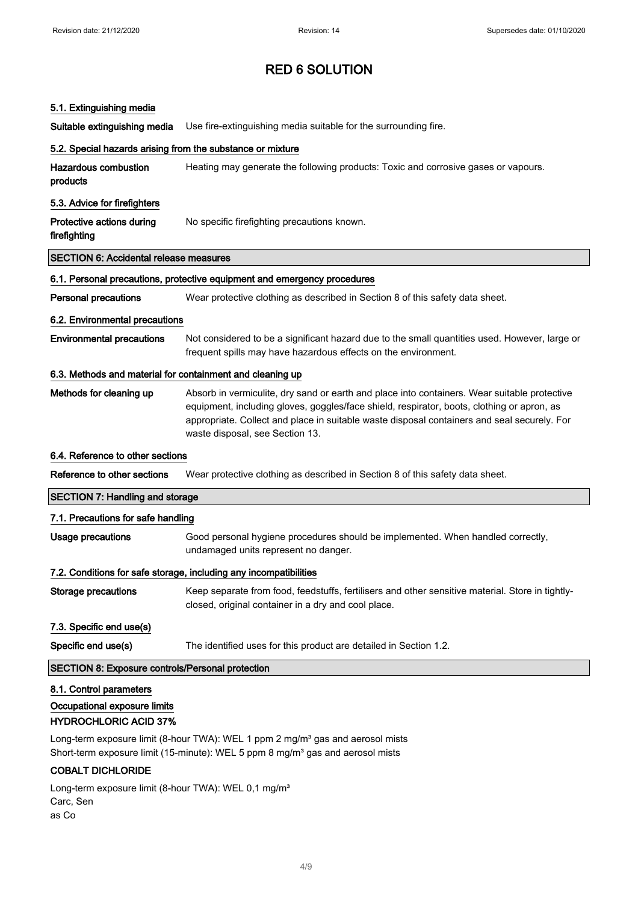# RED 6 SOLUTION

### 5.1. Extinguishing media

**Suitable extinguishing media** Use fire-extinguishing media suitable for the surrounding fire.

### 5.2. Special hazards arising from the substance or mixture

**Hazardous combustion products** Heating may generate the following products: Toxic and corrosive gases or vapours.

### 5.3. Advice for firefighters

**Protective actions during firefighting** No specific firefighting precautions known.

## SECTION 6: Accidental release measures

### 6.1. Personal precautions, protective equipment and emergency procedures

**Personal precautions** Wear protective clothing as described in Section 8 of this safety data sheet.

### 6.2. Environmental precautions

**Environmental precautions** Not considered to be a significant hazard due to the small quantities used. However, large or frequent spills may have hazardous effects on the environment.

### 6.3. Methods and material for containment and cleaning up

**Methods for cleaning up** Absorb in vermiculite, dry sand or earth and place into containers. Wear suitable protective equipment, including gloves, goggles/face shield, respirator, boots, clothing or apron, as appropriate. Collect and place in suitable waste disposal containers and seal securely. For waste disposal, see Section 13.

### 6.4. Reference to other sections

**Reference to other sections** Wear protective clothing as described in Section 8 of this safety data sheet.

## SECTION 7: Handling and storage

### 7.1. Precautions for safe handling

**Usage precautions** Good personal hygiene procedures should be implemented. When handled correctly, undamaged units represent no danger.

### 7.2. Conditions for safe storage, including any incompatibilities

**Storage precautions** Keep separate from food, feedstuffs, fertilisers and other sensitive material. Store in tightly-closed, original container in a dry and cool place.

### 7.3. Specific end use(s)

**Specific end use(s)** The identified uses for this product are detailed in Section 1.2.

## SECTION 8: Exposure controls/Personal protection

### 8.1. Control parameters

**Occupational exposure limits**

**HYDROCHLORIC ACID 37%**

Long-term exposure limit (8-hour TWA): WEL 1 ppm 2 mg/m³ gas and aerosol mists
Short-term exposure limit (15-minute): WEL 5 ppm 8 mg/m³ gas and aerosol mists

**COBALT DICHLORIDE**

Long-term exposure limit (8-hour TWA): WEL 0,1 mg/m³
Carc, Sen
as Co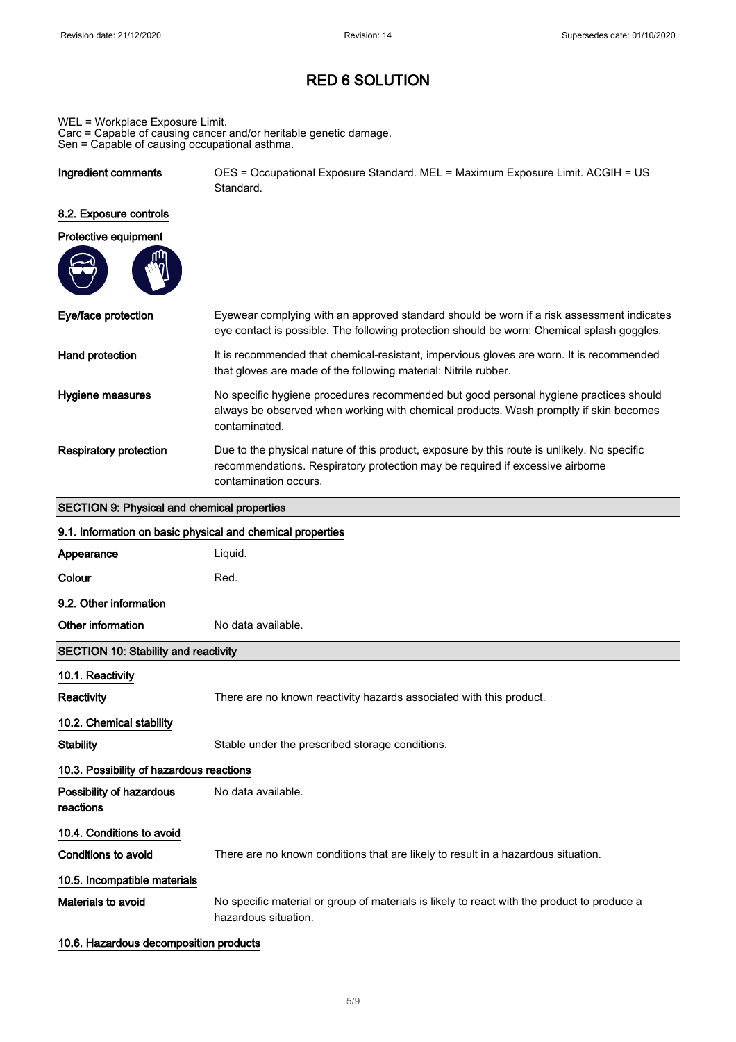# RED 6 SOLUTION

WEL = Workplace Exposure Limit.
Carc = Capable of causing cancer and/or heritable genetic damage.
Sen = Capable of causing occupational asthma.

**Ingredient comments** OES = Occupational Exposure Standard. MEL = Maximum Exposure Limit. ACGIH = US Standard.

### 8.2. Exposure controls

**Protective equipment**

**Eye/face protection** Eyewear complying with an approved standard should be worn if a risk assessment indicates eye contact is possible. The following protection should be worn: Chemical splash goggles.

**Hand protection** It is recommended that chemical-resistant, impervious gloves are worn. It is recommended that gloves are made of the following material: Nitrile rubber.

**Hygiene measures** No specific hygiene procedures recommended but good personal hygiene practices should always be observed when working with chemical products. Wash promptly if skin becomes contaminated.

**Respiratory protection** Due to the physical nature of this product, exposure by this route is unlikely. No specific recommendations. Respiratory protection may be required if excessive airborne contamination occurs.

## SECTION 9: Physical and chemical properties

### 9.1. Information on basic physical and chemical properties

**Appearance** Liquid.

**Colour** Red.

### 9.2. Other information

**Other information** No data available.

## SECTION 10: Stability and reactivity

### 10.1. Reactivity

**Reactivity** There are no known reactivity hazards associated with this product.

### 10.2. Chemical stability

**Stability** Stable under the prescribed storage conditions.

### 10.3. Possibility of hazardous reactions

**Possibility of hazardous reactions** No data available.

### 10.4. Conditions to avoid

**Conditions to avoid** There are no known conditions that are likely to result in a hazardous situation.

### 10.5. Incompatible materials

**Materials to avoid** No specific material or group of materials is likely to react with the product to produce a hazardous situation.

### 10.6. Hazardous decomposition products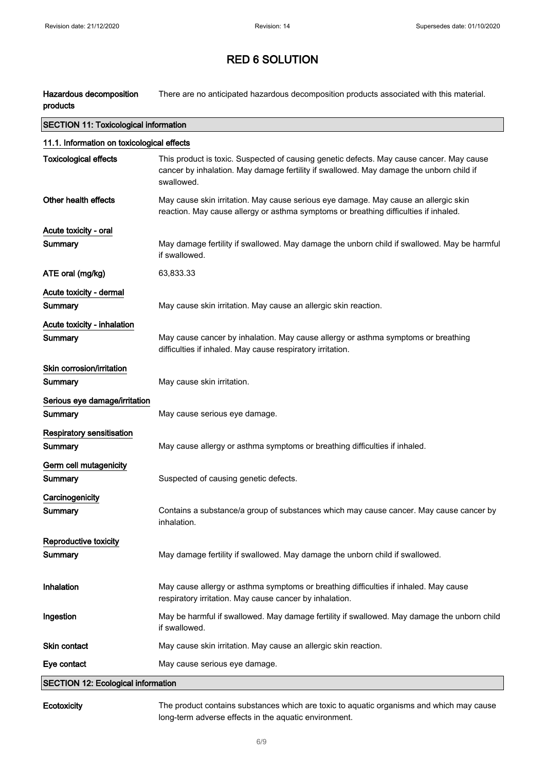# RED 6 SOLUTION

| | |
|---|---|
| **Hazardous decomposition products** | There are no anticipated hazardous decomposition products associated with this material. |

## SECTION 11: Toxicological information

### 11.1. Information on toxicological effects

| | |
|---|---|
| **Toxicological effects** | This product is toxic. Suspected of causing genetic defects. May cause cancer. May cause cancer by inhalation. May damage fertility if swallowed. May damage the unborn child if swallowed. |
| **Other health effects** | May cause skin irritation. May cause serious eye damage. May cause an allergic skin reaction. May cause allergy or asthma symptoms or breathing difficulties if inhaled. |

**Acute toxicity - oral**

| | |
|---|---|
| **Summary** | May damage fertility if swallowed. May damage the unborn child if swallowed. May be harmful if swallowed. |
| **ATE oral (mg/kg)** | 63,833.33 |

**Acute toxicity - dermal**

| | |
|---|---|
| **Summary** | May cause skin irritation. May cause an allergic skin reaction. |

**Acute toxicity - inhalation**

| | |
|---|---|
| **Summary** | May cause cancer by inhalation. May cause allergy or asthma symptoms or breathing difficulties if inhaled. May cause respiratory irritation. |

**Skin corrosion/irritation**

| | |
|---|---|
| **Summary** | May cause skin irritation. |

**Serious eye damage/irritation**

| | |
|---|---|
| **Summary** | May cause serious eye damage. |

**Respiratory sensitisation**

| | |
|---|---|
| **Summary** | May cause allergy or asthma symptoms or breathing difficulties if inhaled. |

**Germ cell mutagenicity**

| | |
|---|---|
| **Summary** | Suspected of causing genetic defects. |

**Carcinogenicity**

| | |
|---|---|
| **Summary** | Contains a substance/a group of substances which may cause cancer. May cause cancer by inhalation. |

**Reproductive toxicity**

| | |
|---|---|
| **Summary** | May damage fertility if swallowed. May damage the unborn child if swallowed. |

| | |
|---|---|
| **Inhalation** | May cause allergy or asthma symptoms or breathing difficulties if inhaled. May cause respiratory irritation. May cause cancer by inhalation. |
| **Ingestion** | May be harmful if swallowed. May damage fertility if swallowed. May damage the unborn child if swallowed. |
| **Skin contact** | May cause skin irritation. May cause an allergic skin reaction. |
| **Eye contact** | May cause serious eye damage. |

## SECTION 12: Ecological information

| | |
|---|---|
| **Ecotoxicity** | The product contains substances which are toxic to aquatic organisms and which may cause long-term adverse effects in the aquatic environment. |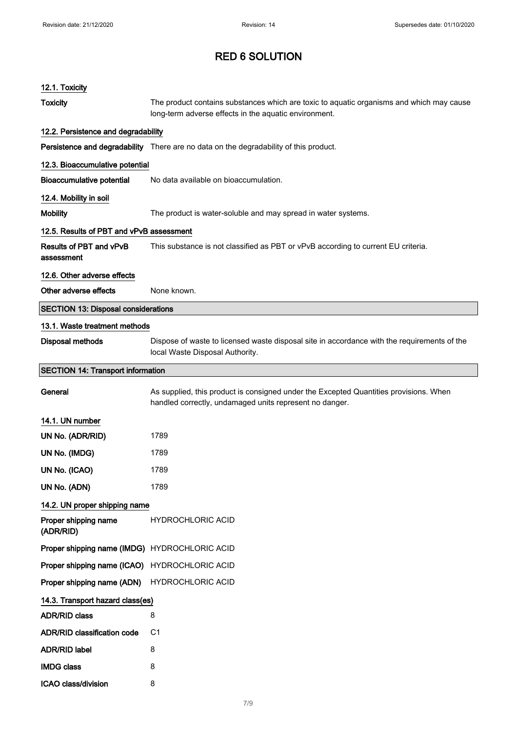# RED 6 SOLUTION

### 12.1. Toxicity

**Toxicity** The product contains substances which are toxic to aquatic organisms and which may cause long-term adverse effects in the aquatic environment.

### 12.2. Persistence and degradability

**Persistence and degradability** There are no data on the degradability of this product.

### 12.3. Bioaccumulative potential

**Bioaccumulative potential** No data available on bioaccumulation.

### 12.4. Mobility in soil

**Mobility** The product is water-soluble and may spread in water systems.

### 12.5. Results of PBT and vPvB assessment

**Results of PBT and vPvB assessment** This substance is not classified as PBT or vPvB according to current EU criteria.

### 12.6. Other adverse effects

**Other adverse effects** None known.

## SECTION 13: Disposal considerations

### 13.1. Waste treatment methods

**Disposal methods** Dispose of waste to licensed waste disposal site in accordance with the requirements of the local Waste Disposal Authority.

## SECTION 14: Transport information

**General** As supplied, this product is consigned under the Excepted Quantities provisions. When handled correctly, undamaged units represent no danger.

### 14.1. UN number

**UN No. (ADR/RID)** 1789

**UN No. (IMDG)** 1789

**UN No. (ICAO)** 1789

**UN No. (ADN)** 1789

### 14.2. UN proper shipping name

**Proper shipping name (ADR/RID)** HYDROCHLORIC ACID

**Proper shipping name (IMDG)** HYDROCHLORIC ACID

**Proper shipping name (ICAO)** HYDROCHLORIC ACID

**Proper shipping name (ADN)** HYDROCHLORIC ACID

### 14.3. Transport hazard class(es)

**ADR/RID class** 8

**ADR/RID classification code** C1

**ADR/RID label** 8

**IMDG class** 8

**ICAO class/division** 8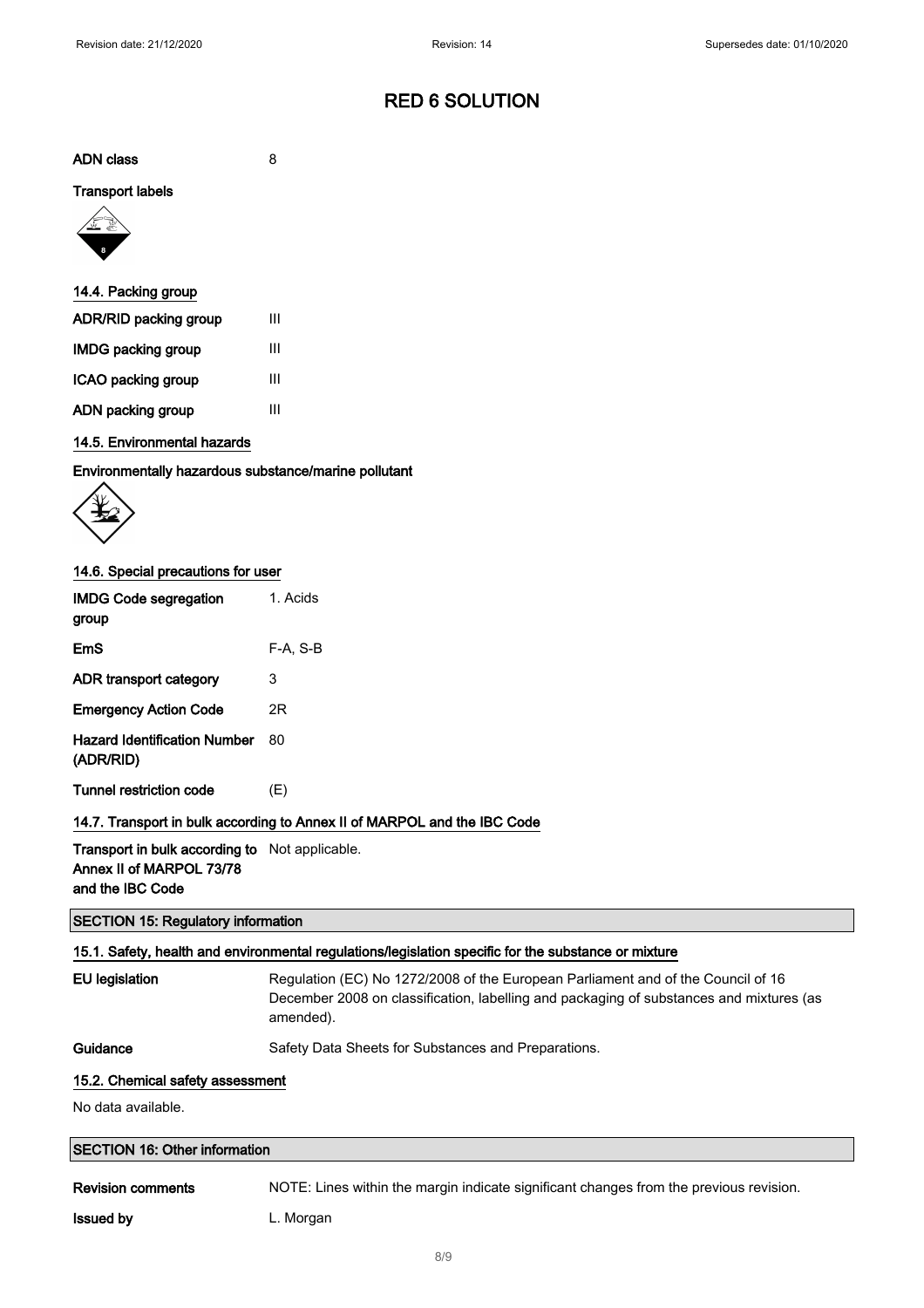# RED 6 SOLUTION

**ADN class** 8

**Transport labels**

### 14.4. Packing group

| | |
|---|---|
| **ADR/RID packing group** | III |
| **IMDG packing group** | III |
| **ICAO packing group** | III |
| **ADN packing group** | III |

### 14.5. Environmental hazards

**Environmentally hazardous substance/marine pollutant**

### 14.6. Special precautions for user

| | |
|---|---|
| **IMDG Code segregation group** | 1. Acids |
| **EmS** | F-A, S-B |
| **ADR transport category** | 3 |
| **Emergency Action Code** | 2R |
| **Hazard Identification Number (ADR/RID)** | 80 |
| **Tunnel restriction code** | (E) |

### 14.7. Transport in bulk according to Annex II of MARPOL and the IBC Code

**Transport in bulk according to Annex II of MARPOL 73/78 and the IBC Code** Not applicable.

## SECTION 15: Regulatory information

### 15.1. Safety, health and environmental regulations/legislation specific for the substance or mixture

**EU legislation** Regulation (EC) No 1272/2008 of the European Parliament and of the Council of 16 December 2008 on classification, labelling and packaging of substances and mixtures (as amended).

**Guidance** Safety Data Sheets for Substances and Preparations.

### 15.2. Chemical safety assessment

No data available.

## SECTION 16: Other information

**Revision comments** NOTE: Lines within the margin indicate significant changes from the previous revision.

**Issued by** L. Morgan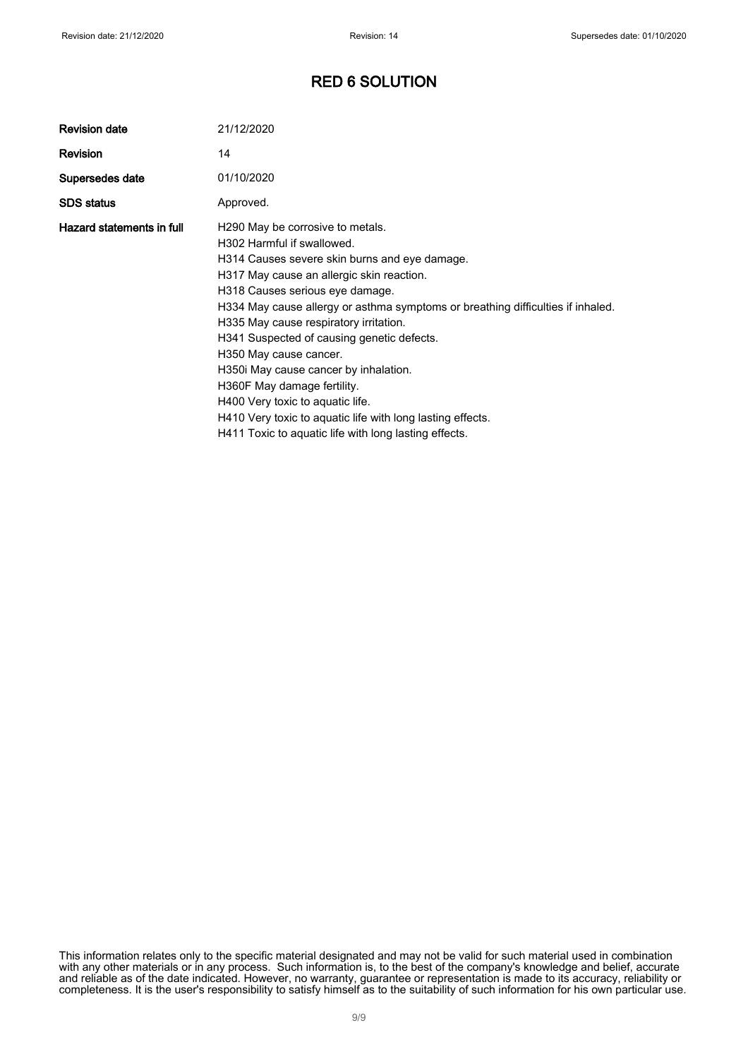# RED 6 SOLUTION

| | |
|---|---|
| **Revision date** | 21/12/2020 |
| **Revision** | 14 |
| **Supersedes date** | 01/10/2020 |
| **SDS status** | Approved. |
| **Hazard statements in full** | H290 May be corrosive to metals.<br>H302 Harmful if swallowed.<br>H314 Causes severe skin burns and eye damage.<br>H317 May cause an allergic skin reaction.<br>H318 Causes serious eye damage.<br>H334 May cause allergy or asthma symptoms or breathing difficulties if inhaled.<br>H335 May cause respiratory irritation.<br>H341 Suspected of causing genetic defects.<br>H350 May cause cancer.<br>H350i May cause cancer by inhalation.<br>H360F May damage fertility.<br>H400 Very toxic to aquatic life.<br>H410 Very toxic to aquatic life with long lasting effects.<br>H411 Toxic to aquatic life with long lasting effects. |

This information relates only to the specific material designated and may not be valid for such material used in combination with any other materials or in any process. Such information is, to the best of the company's knowledge and belief, accurate and reliable as of the date indicated. However, no warranty, guarantee or representation is made to its accuracy, reliability or completeness. It is the user's responsibility to satisfy himself as to the suitability of such information for his own particular use.